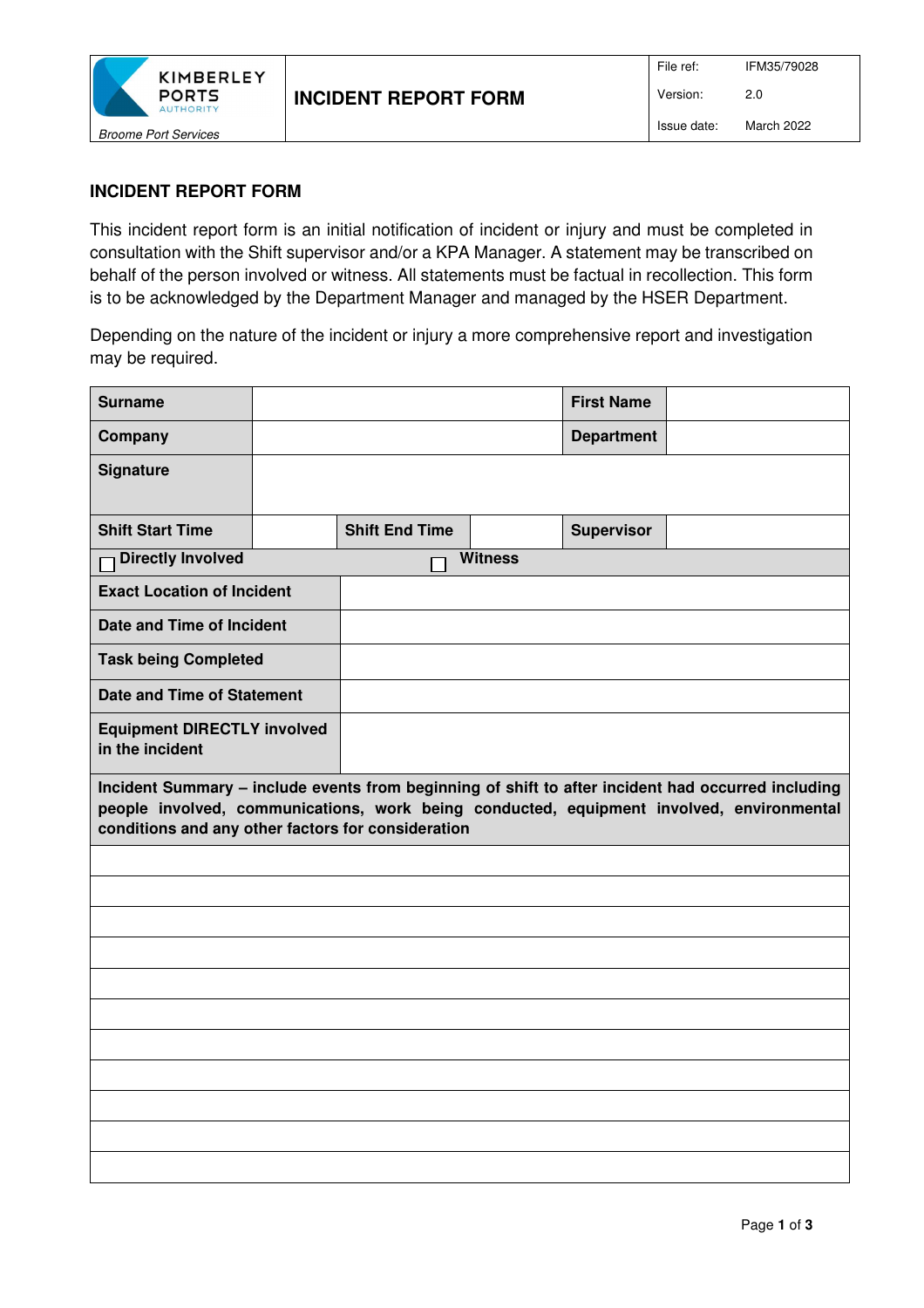| KIMBERLEY PORTS AUTHORITY<br>*Broome Port Services* | **INCIDENT REPORT FORM** | File ref: IFM35/79028<br>Version: 2.0<br>Issue date: March 2022 |
|---|---|---|

## INCIDENT REPORT FORM

This incident report form is an initial notification of incident or injury and must be completed in consultation with the Shift supervisor and/or a KPA Manager. A statement may be transcribed on behalf of the person involved or witness. All statements must be factual in recollection. This form is to be acknowledged by the Department Manager and managed by the HSER Department.

Depending on the nature of the incident or injury a more comprehensive report and investigation may be required.

| **Surname** | | | | **First Name** | |
|---|---|---|---|---|---|
| **Company** | | | | **Department** | |
| **Signature** | | | | | |
| **Shift Start Time** | | **Shift End Time** | | **Supervisor** | |
| ☐ **Directly Involved** | | ☐ **Witness** | | | |
| **Exact Location of Incident** | | | | | |
| **Date and Time of Incident** | | | | | |
| **Task being Completed** | | | | | |
| **Date and Time of Statement** | | | | | |
| **Equipment DIRECTLY involved in the incident** | | | | | |
| **Incident Summary – include events from beginning of shift to after incident had occurred including people involved, communications, work being conducted, equipment involved, environmental conditions and any other factors for consideration** | | | | | |
| | | | | | |
| | | | | | |
| | | | | | |
| | | | | | |
| | | | | | |
| | | | | | |
| | | | | | |
| | | | | | |
| | | | | | |
| | | | | | |
| | | | | | |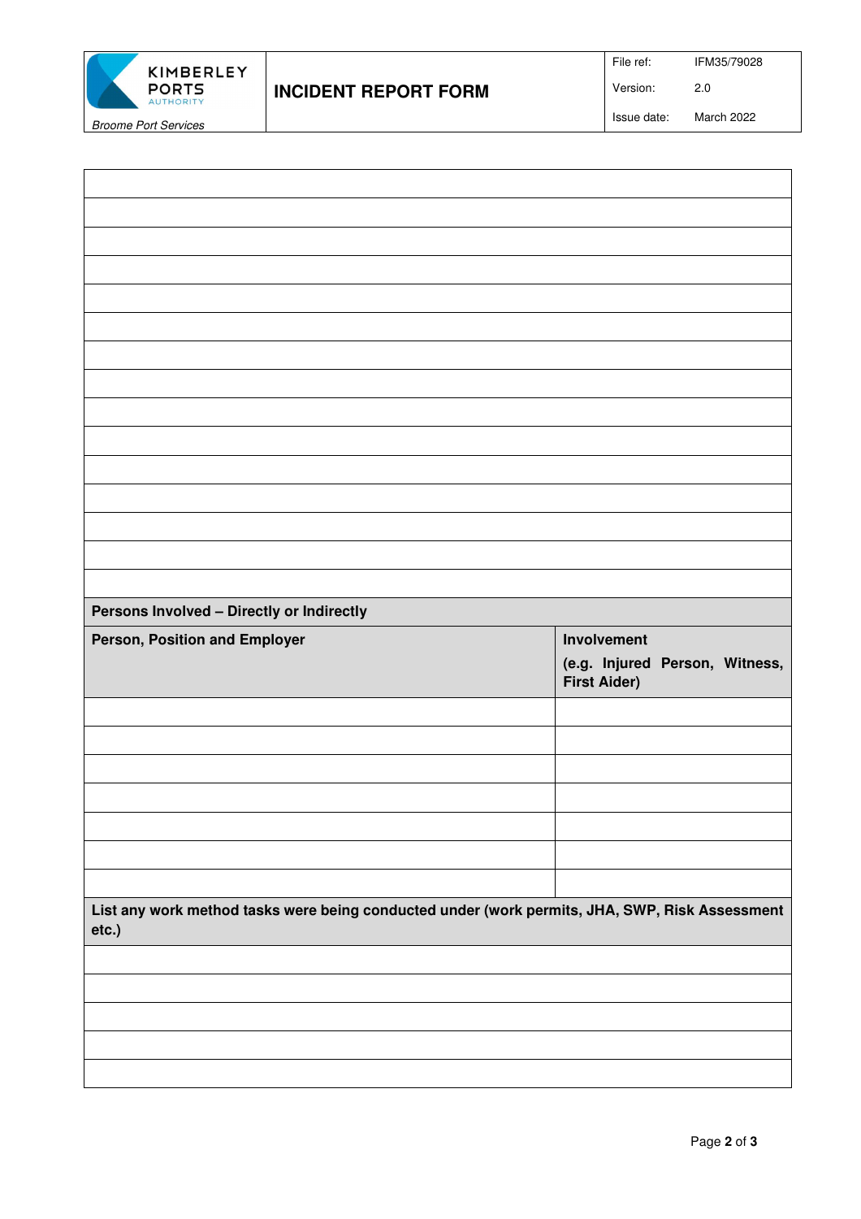| |
|---|
| |
| |
| |
| |
| |
| |
| |
| |
| |
| |
| |
| |
| |
| |

| **Persons Involved – Directly or Indirectly** | |
|---|---|
| **Person, Position and Employer** | **Involvement** **(e.g. Injured Person, Witness, First Aider)** |
| | |
| | |
| | |
| | |
| | |
| | |
| | |

| **List any work method tasks were being conducted under (work permits, JHA, SWP, Risk Assessment etc.)** |
|---|
| |
| |
| |
| |
| |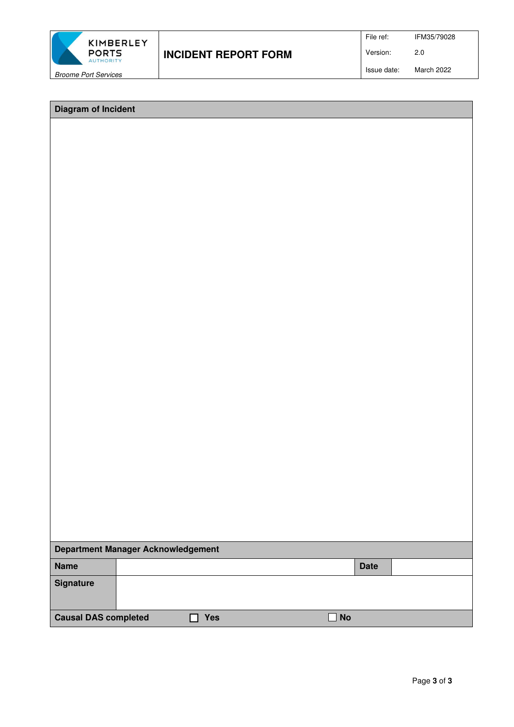| | | | |
|---|---|---|---|
| KIMBERLEY PORTS AUTHORITY *Broome Port Services* | **INCIDENT REPORT FORM** | File ref: | IFM35/79028 |
| | | Version: | 2.0 |
| | | Issue date: | March 2022 |

| **Diagram of Incident** |
|---|
| |

| **Department Manager Acknowledgement** | | | |
|---|---|---|---|
| **Name** | | **Date** | |
| **Signature** | | | |
| **Causal DAS completed** | ☐ **Yes** | ☐ **No** | |